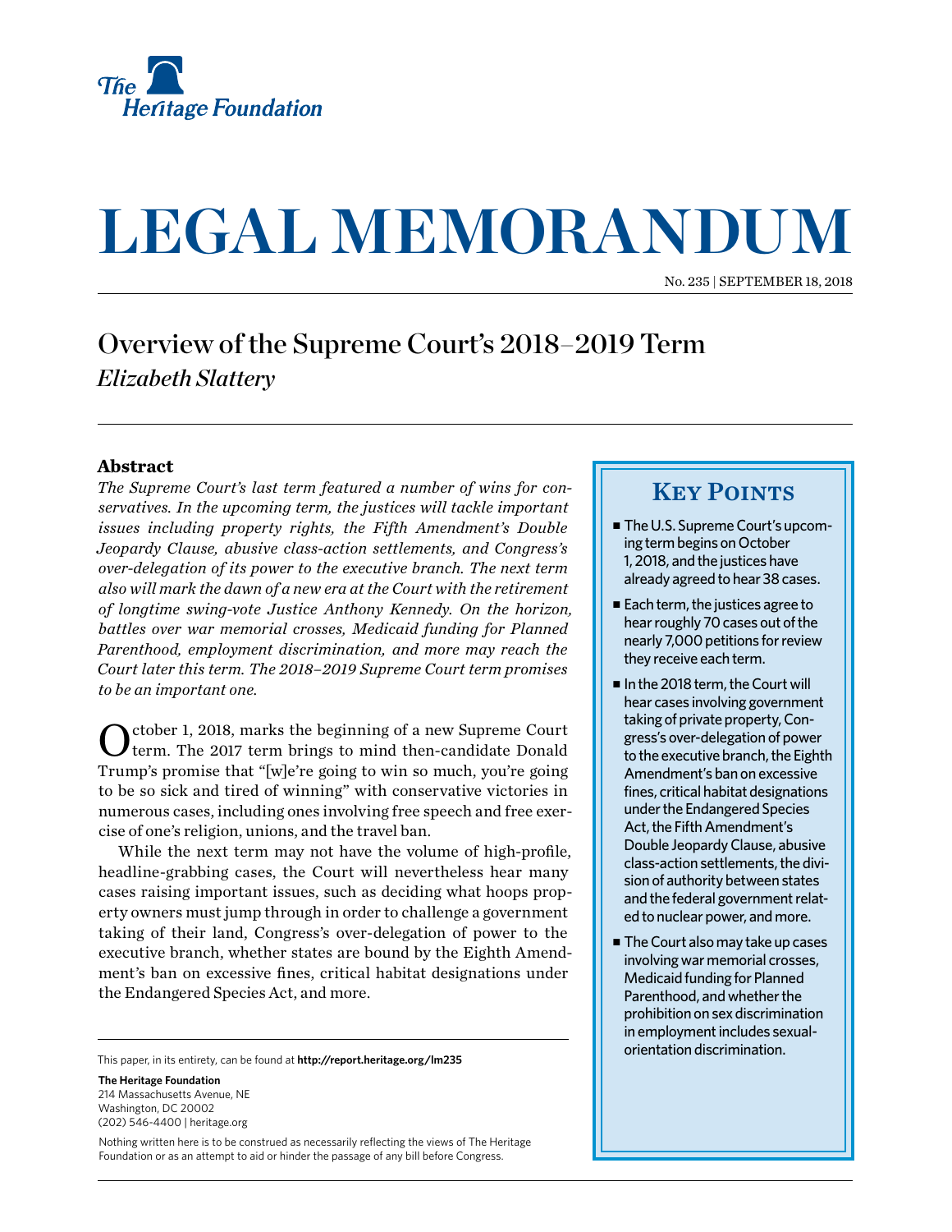The Heritage Foundation

# LEGAL MEMORANDUM

No. 235 | SEPTEMBER 18, 2018

## Overview of the Supreme Court's 2018–2019 Term

*Elizabeth Slattery*

### Abstract

*The Supreme Court's last term featured a number of wins for conservatives. In the upcoming term, the justices will tackle important issues including property rights, the Fifth Amendment's Double Jeopardy Clause, abusive class-action settlements, and Congress's over-delegation of its power to the executive branch. The next term also will mark the dawn of a new era at the Court with the retirement of longtime swing-vote Justice Anthony Kennedy. On the horizon, battles over war memorial crosses, Medicaid funding for Planned Parenthood, employment discrimination, and more may reach the Court later this term. The 2018–2019 Supreme Court term promises to be an important one.*

### Key Points

- The U.S. Supreme Court's upcoming term begins on October 1, 2018, and the justices have already agreed to hear 38 cases.
- Each term, the justices agree to hear roughly 70 cases out of the nearly 7,000 petitions for review they receive each term.
- In the 2018 term, the Court will hear cases involving government taking of private property, Congress's over-delegation of power to the executive branch, the Eighth Amendment's ban on excessive fines, critical habitat designations under the Endangered Species Act, the Fifth Amendment's Double Jeopardy Clause, abusive class-action settlements, the division of authority between states and the federal government related to nuclear power, and more.
- The Court also may take up cases involving war memorial crosses, Medicaid funding for Planned Parenthood, and whether the prohibition on sex discrimination in employment includes sexual-orientation discrimination.

October 1, 2018, marks the beginning of a new Supreme Court term. The 2017 term brings to mind then-candidate Donald Trump's promise that "[w]e're going to win so much, you're going to be so sick and tired of winning" with conservative victories in numerous cases, including ones involving free speech and free exercise of one's religion, unions, and the travel ban.

While the next term may not have the volume of high-profile, headline-grabbing cases, the Court will nevertheless hear many cases raising important issues, such as deciding what hoops property owners must jump through in order to challenge a government taking of their land, Congress's over-delegation of power to the executive branch, whether states are bound by the Eighth Amendment's ban on excessive fines, critical habitat designations under the Endangered Species Act, and more.

This paper, in its entirety, can be found at **http://report.heritage.org/lm235**

**The Heritage Foundation**
214 Massachusetts Avenue, NE
Washington, DC 20002
(202) 546-4400 | heritage.org

Nothing written here is to be construed as necessarily reflecting the views of The Heritage Foundation or as an attempt to aid or hinder the passage of any bill before Congress.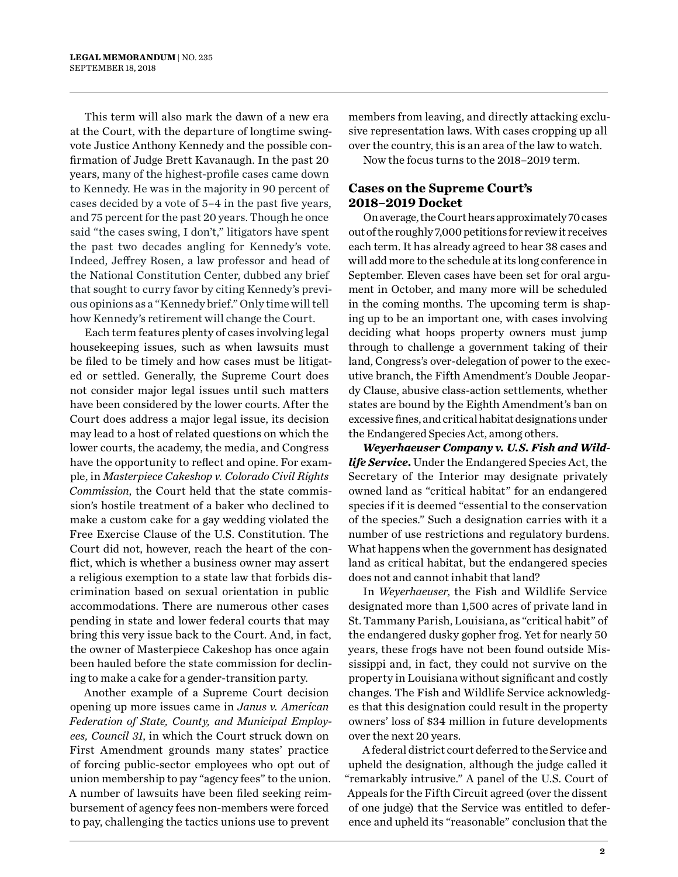This term will also mark the dawn of a new era at the Court, with the departure of longtime swing-vote Justice Anthony Kennedy and the possible confirmation of Judge Brett Kavanaugh. In the past 20 years, many of the highest-profile cases came down to Kennedy. He was in the majority in 90 percent of cases decided by a vote of 5–4 in the past five years, and 75 percent for the past 20 years. Though he once said "the cases swing, I don't," litigators have spent the past two decades angling for Kennedy's vote. Indeed, Jeffrey Rosen, a law professor and head of the National Constitution Center, dubbed any brief that sought to curry favor by citing Kennedy's previous opinions as a "Kennedy brief." Only time will tell how Kennedy's retirement will change the Court.

Each term features plenty of cases involving legal housekeeping issues, such as when lawsuits must be filed to be timely and how cases must be litigated or settled. Generally, the Supreme Court does not consider major legal issues until such matters have been considered by the lower courts. After the Court does address a major legal issue, its decision may lead to a host of related questions on which the lower courts, the academy, the media, and Congress have the opportunity to reflect and opine. For example, in *Masterpiece Cakeshop v. Colorado Civil Rights Commission*, the Court held that the state commission's hostile treatment of a baker who declined to make a custom cake for a gay wedding violated the Free Exercise Clause of the U.S. Constitution. The Court did not, however, reach the heart of the conflict, which is whether a business owner may assert a religious exemption to a state law that forbids discrimination based on sexual orientation in public accommodations. There are numerous other cases pending in state and lower federal courts that may bring this very issue back to the Court. And, in fact, the owner of Masterpiece Cakeshop has once again been hauled before the state commission for declining to make a cake for a gender-transition party.

Another example of a Supreme Court decision opening up more issues came in *Janus v. American Federation of State, County, and Municipal Employees, Council 31*, in which the Court struck down on First Amendment grounds many states' practice of forcing public-sector employees who opt out of union membership to pay "agency fees" to the union. A number of lawsuits have been filed seeking reimbursement of agency fees non-members were forced to pay, challenging the tactics unions use to prevent members from leaving, and directly attacking exclusive representation laws. With cases cropping up all over the country, this is an area of the law to watch.

Now the focus turns to the 2018–2019 term.

## Cases on the Supreme Court's 2018–2019 Docket

On average, the Court hears approximately 70 cases out of the roughly 7,000 petitions for review it receives each term. It has already agreed to hear 38 cases and will add more to the schedule at its long conference in September. Eleven cases have been set for oral argument in October, and many more will be scheduled in the coming months. The upcoming term is shaping up to be an important one, with cases involving deciding what hoops property owners must jump through to challenge a government taking of their land, Congress's over-delegation of power to the executive branch, the Fifth Amendment's Double Jeopardy Clause, abusive class-action settlements, whether states are bound by the Eighth Amendment's ban on excessive fines, and critical habitat designations under the Endangered Species Act, among others.

***Weyerhaeuser Company v. U.S. Fish and Wildlife Service*.** Under the Endangered Species Act, the Secretary of the Interior may designate privately owned land as "critical habitat" for an endangered species if it is deemed "essential to the conservation of the species." Such a designation carries with it a number of use restrictions and regulatory burdens. What happens when the government has designated land as critical habitat, but the endangered species does not and cannot inhabit that land?

In *Weyerhaeuser*, the Fish and Wildlife Service designated more than 1,500 acres of private land in St. Tammany Parish, Louisiana, as "critical habit" of the endangered dusky gopher frog. Yet for nearly 50 years, these frogs have not been found outside Mississippi and, in fact, they could not survive on the property in Louisiana without significant and costly changes. The Fish and Wildlife Service acknowledges that this designation could result in the property owners' loss of $34 million in future developments over the next 20 years.

A federal district court deferred to the Service and upheld the designation, although the judge called it "remarkably intrusive." A panel of the U.S. Court of Appeals for the Fifth Circuit agreed (over the dissent of one judge) that the Service was entitled to deference and upheld its "reasonable" conclusion that the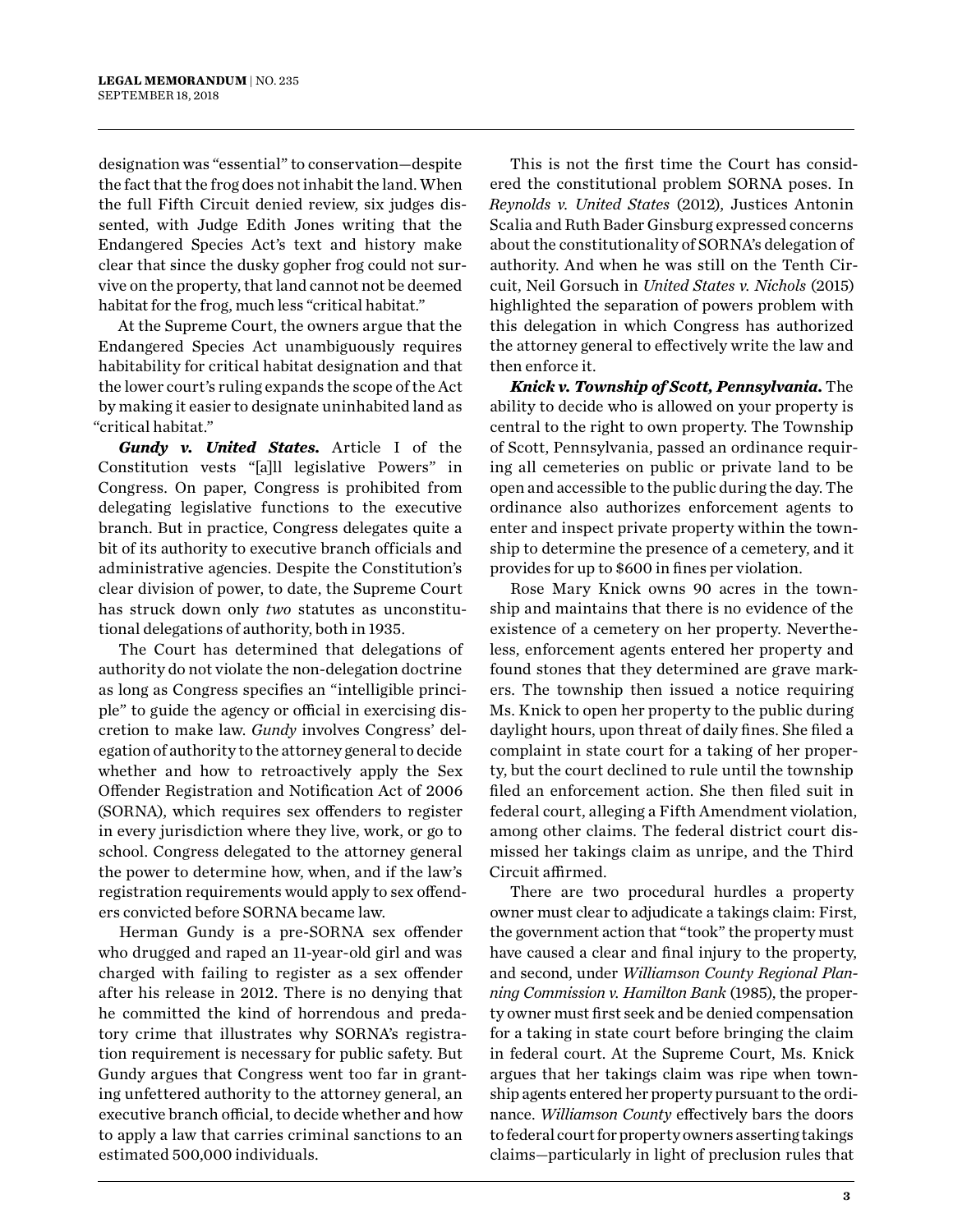designation was "essential" to conservation—despite the fact that the frog does not inhabit the land. When the full Fifth Circuit denied review, six judges dissented, with Judge Edith Jones writing that the Endangered Species Act's text and history make clear that since the dusky gopher frog could not survive on the property, that land cannot not be deemed habitat for the frog, much less "critical habitat."

At the Supreme Court, the owners argue that the Endangered Species Act unambiguously requires habitability for critical habitat designation and that the lower court's ruling expands the scope of the Act by making it easier to designate uninhabited land as "critical habitat."

***Gundy v. United States.*** Article I of the Constitution vests "[a]ll legislative Powers" in Congress. On paper, Congress is prohibited from delegating legislative functions to the executive branch. But in practice, Congress delegates quite a bit of its authority to executive branch officials and administrative agencies. Despite the Constitution's clear division of power, to date, the Supreme Court has struck down only *two* statutes as unconstitutional delegations of authority, both in 1935.

The Court has determined that delegations of authority do not violate the non-delegation doctrine as long as Congress specifies an "intelligible principle" to guide the agency or official in exercising discretion to make law. *Gundy* involves Congress' delegation of authority to the attorney general to decide whether and how to retroactively apply the Sex Offender Registration and Notification Act of 2006 (SORNA), which requires sex offenders to register in every jurisdiction where they live, work, or go to school. Congress delegated to the attorney general the power to determine how, when, and if the law's registration requirements would apply to sex offenders convicted before SORNA became law.

Herman Gundy is a pre-SORNA sex offender who drugged and raped an 11-year-old girl and was charged with failing to register as a sex offender after his release in 2012. There is no denying that he committed the kind of horrendous and predatory crime that illustrates why SORNA's registration requirement is necessary for public safety. But Gundy argues that Congress went too far in granting unfettered authority to the attorney general, an executive branch official, to decide whether and how to apply a law that carries criminal sanctions to an estimated 500,000 individuals.

This is not the first time the Court has considered the constitutional problem SORNA poses. In *Reynolds v. United States* (2012), Justices Antonin Scalia and Ruth Bader Ginsburg expressed concerns about the constitutionality of SORNA's delegation of authority. And when he was still on the Tenth Circuit, Neil Gorsuch in *United States v. Nichols* (2015) highlighted the separation of powers problem with this delegation in which Congress has authorized the attorney general to effectively write the law and then enforce it.

***Knick v. Township of Scott, Pennsylvania.*** The ability to decide who is allowed on your property is central to the right to own property. The Township of Scott, Pennsylvania, passed an ordinance requiring all cemeteries on public or private land to be open and accessible to the public during the day. The ordinance also authorizes enforcement agents to enter and inspect private property within the township to determine the presence of a cemetery, and it provides for up to $600 in fines per violation.

Rose Mary Knick owns 90 acres in the township and maintains that there is no evidence of the existence of a cemetery on her property. Nevertheless, enforcement agents entered her property and found stones that they determined are grave markers. The township then issued a notice requiring Ms. Knick to open her property to the public during daylight hours, upon threat of daily fines. She filed a complaint in state court for a taking of her property, but the court declined to rule until the township filed an enforcement action. She then filed suit in federal court, alleging a Fifth Amendment violation, among other claims. The federal district court dismissed her takings claim as unripe, and the Third Circuit affirmed.

There are two procedural hurdles a property owner must clear to adjudicate a takings claim: First, the government action that "took" the property must have caused a clear and final injury to the property, and second, under *Williamson County Regional Planning Commission v. Hamilton Bank* (1985), the property owner must first seek and be denied compensation for a taking in state court before bringing the claim in federal court. At the Supreme Court, Ms. Knick argues that her takings claim was ripe when township agents entered her property pursuant to the ordinance. *Williamson County* effectively bars the doors to federal court for property owners asserting takings claims—particularly in light of preclusion rules that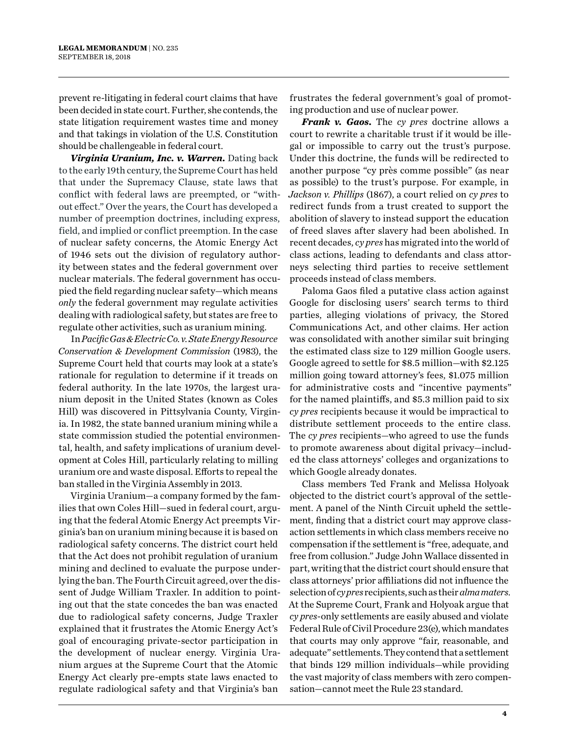prevent re-litigating in federal court claims that have been decided in state court. Further, she contends, the state litigation requirement wastes time and money and that takings in violation of the U.S. Constitution should be challengeable in federal court.

***Virginia Uranium, Inc. v. Warren.*** Dating back to the early 19th century, the Supreme Court has held that under the Supremacy Clause, state laws that conflict with federal laws are preempted, or "without effect." Over the years, the Court has developed a number of preemption doctrines, including express, field, and implied or conflict preemption. In the case of nuclear safety concerns, the Atomic Energy Act of 1946 sets out the division of regulatory authority between states and the federal government over nuclear materials. The federal government has occupied the field regarding nuclear safety—which means *only* the federal government may regulate activities dealing with radiological safety, but states are free to regulate other activities, such as uranium mining.

In *Pacific Gas & Electric Co. v. State Energy Resource Conservation & Development Commission* (1983), the Supreme Court held that courts may look at a state's rationale for regulation to determine if it treads on federal authority. In the late 1970s, the largest uranium deposit in the United States (known as Coles Hill) was discovered in Pittsylvania County, Virginia. In 1982, the state banned uranium mining while a state commission studied the potential environmental, health, and safety implications of uranium development at Coles Hill, particularly relating to milling uranium ore and waste disposal. Efforts to repeal the ban stalled in the Virginia Assembly in 2013.

Virginia Uranium—a company formed by the families that own Coles Hill—sued in federal court, arguing that the federal Atomic Energy Act preempts Virginia's ban on uranium mining because it is based on radiological safety concerns. The district court held that the Act does not prohibit regulation of uranium mining and declined to evaluate the purpose underlying the ban. The Fourth Circuit agreed, over the dissent of Judge William Traxler. In addition to pointing out that the state concedes the ban was enacted due to radiological safety concerns, Judge Traxler explained that it frustrates the Atomic Energy Act's goal of encouraging private-sector participation in the development of nuclear energy. Virginia Uranium argues at the Supreme Court that the Atomic Energy Act clearly pre-empts state laws enacted to regulate radiological safety and that Virginia's ban frustrates the federal government's goal of promoting production and use of nuclear power.

***Frank v. Gaos.*** The *cy pres* doctrine allows a court to rewrite a charitable trust if it would be illegal or impossible to carry out the trust's purpose. Under this doctrine, the funds will be redirected to another purpose "cy près comme possible" (as near as possible) to the trust's purpose. For example, in *Jackson v. Phillips* (1867), a court relied on *cy pres* to redirect funds from a trust created to support the abolition of slavery to instead support the education of freed slaves after slavery had been abolished. In recent decades, *cy pres* has migrated into the world of class actions, leading to defendants and class attorneys selecting third parties to receive settlement proceeds instead of class members.

Paloma Gaos filed a putative class action against Google for disclosing users' search terms to third parties, alleging violations of privacy, the Stored Communications Act, and other claims. Her action was consolidated with another similar suit bringing the estimated class size to 129 million Google users. Google agreed to settle for $8.5 million—with $2.125 million going toward attorney's fees, $1.075 million for administrative costs and "incentive payments" for the named plaintiffs, and $5.3 million paid to six *cy pres* recipients because it would be impractical to distribute settlement proceeds to the entire class. The *cy pres* recipients—who agreed to use the funds to promote awareness about digital privacy—included the class attorneys' colleges and organizations to which Google already donates.

Class members Ted Frank and Melissa Holyoak objected to the district court's approval of the settlement. A panel of the Ninth Circuit upheld the settlement, finding that a district court may approve class-action settlements in which class members receive no compensation if the settlement is "free, adequate, and free from collusion." Judge John Wallace dissented in part, writing that the district court should ensure that class attorneys' prior affiliations did not influence the selection of *cy pres* recipients, such as their *alma maters*. At the Supreme Court, Frank and Holyoak argue that *cy pres*-only settlements are easily abused and violate Federal Rule of Civil Procedure 23(e), which mandates that courts may only approve "fair, reasonable, and adequate" settlements. They contend that a settlement that binds 129 million individuals—while providing the vast majority of class members with zero compensation—cannot meet the Rule 23 standard.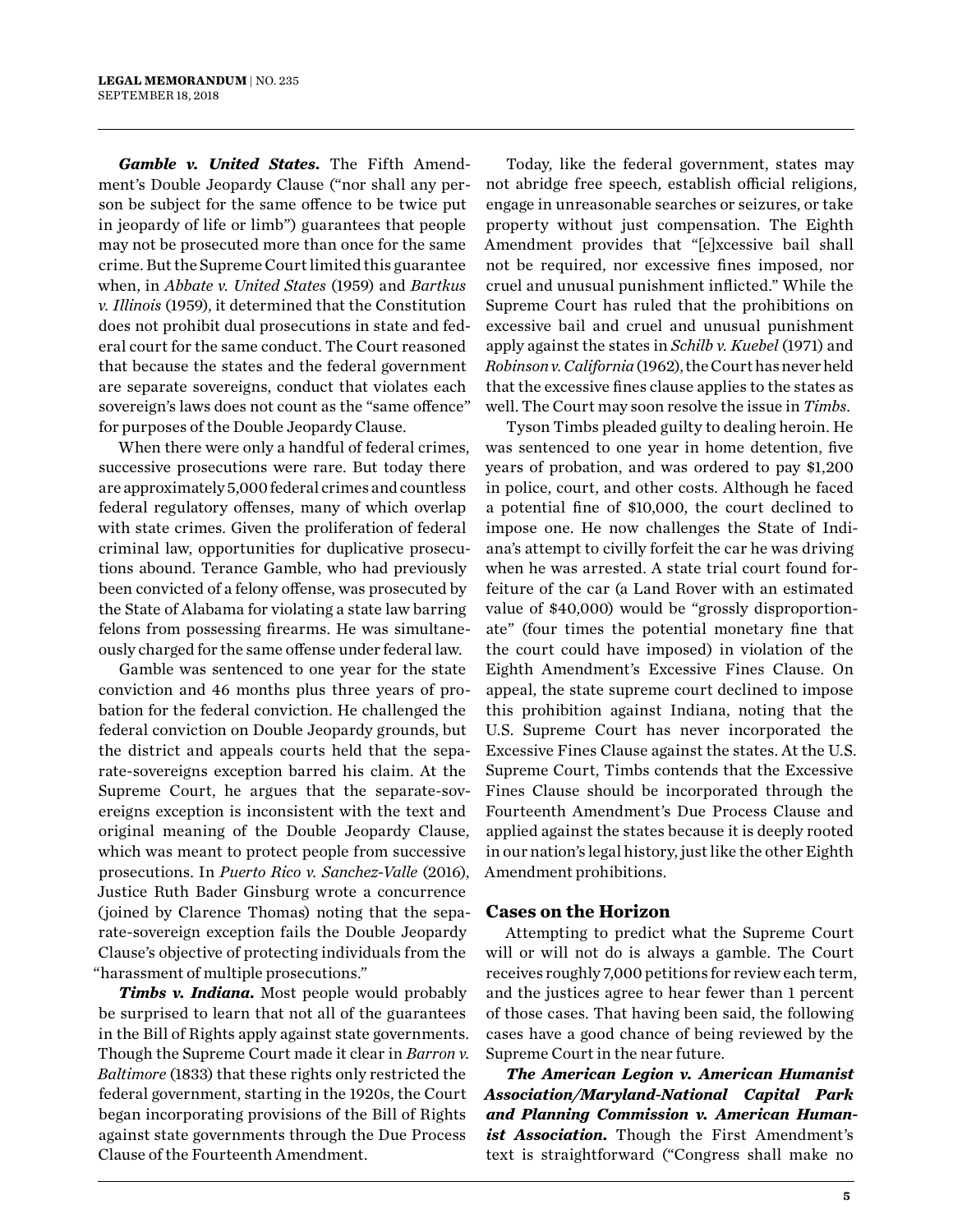***Gamble v. United States.*** The Fifth Amendment's Double Jeopardy Clause ("nor shall any person be subject for the same offence to be twice put in jeopardy of life or limb") guarantees that people may not be prosecuted more than once for the same crime. But the Supreme Court limited this guarantee when, in *Abbate v. United States* (1959) and *Bartkus v. Illinois* (1959), it determined that the Constitution does not prohibit dual prosecutions in state and federal court for the same conduct. The Court reasoned that because the states and the federal government are separate sovereigns, conduct that violates each sovereign's laws does not count as the "same offence" for purposes of the Double Jeopardy Clause.

When there were only a handful of federal crimes, successive prosecutions were rare. But today there are approximately 5,000 federal crimes and countless federal regulatory offenses, many of which overlap with state crimes. Given the proliferation of federal criminal law, opportunities for duplicative prosecutions abound. Terance Gamble, who had previously been convicted of a felony offense, was prosecuted by the State of Alabama for violating a state law barring felons from possessing firearms. He was simultaneously charged for the same offense under federal law.

Gamble was sentenced to one year for the state conviction and 46 months plus three years of probation for the federal conviction. He challenged the federal conviction on Double Jeopardy grounds, but the district and appeals courts held that the separate-sovereigns exception barred his claim. At the Supreme Court, he argues that the separate-sovereigns exception is inconsistent with the text and original meaning of the Double Jeopardy Clause, which was meant to protect people from successive prosecutions. In *Puerto Rico v. Sanchez-Valle* (2016), Justice Ruth Bader Ginsburg wrote a concurrence (joined by Clarence Thomas) noting that the separate-sovereign exception fails the Double Jeopardy Clause's objective of protecting individuals from the "harassment of multiple prosecutions."

***Timbs v. Indiana.*** Most people would probably be surprised to learn that not all of the guarantees in the Bill of Rights apply against state governments. Though the Supreme Court made it clear in *Barron v. Baltimore* (1833) that these rights only restricted the federal government, starting in the 1920s, the Court began incorporating provisions of the Bill of Rights against state governments through the Due Process Clause of the Fourteenth Amendment.

Today, like the federal government, states may not abridge free speech, establish official religions, engage in unreasonable searches or seizures, or take property without just compensation. The Eighth Amendment provides that "[e]xcessive bail shall not be required, nor excessive fines imposed, nor cruel and unusual punishment inflicted." While the Supreme Court has ruled that the prohibitions on excessive bail and cruel and unusual punishment apply against the states in *Schilb v. Kuebel* (1971) and *Robinson v. California* (1962), the Court has never held that the excessive fines clause applies to the states as well. The Court may soon resolve the issue in *Timbs*.

Tyson Timbs pleaded guilty to dealing heroin. He was sentenced to one year in home detention, five years of probation, and was ordered to pay $1,200 in police, court, and other costs. Although he faced a potential fine of $10,000, the court declined to impose one. He now challenges the State of Indiana's attempt to civilly forfeit the car he was driving when he was arrested. A state trial court found forfeiture of the car (a Land Rover with an estimated value of $40,000) would be "grossly disproportionate" (four times the potential monetary fine that the court could have imposed) in violation of the Eighth Amendment's Excessive Fines Clause. On appeal, the state supreme court declined to impose this prohibition against Indiana, noting that the U.S. Supreme Court has never incorporated the Excessive Fines Clause against the states. At the U.S. Supreme Court, Timbs contends that the Excessive Fines Clause should be incorporated through the Fourteenth Amendment's Due Process Clause and applied against the states because it is deeply rooted in our nation's legal history, just like the other Eighth Amendment prohibitions.

## Cases on the Horizon

Attempting to predict what the Supreme Court will or will not do is always a gamble. The Court receives roughly 7,000 petitions for review each term, and the justices agree to hear fewer than 1 percent of those cases. That having been said, the following cases have a good chance of being reviewed by the Supreme Court in the near future.

***The American Legion v. American Humanist Association/Maryland-National Capital Park and Planning Commission v. American Humanist Association.*** Though the First Amendment's text is straightforward ("Congress shall make no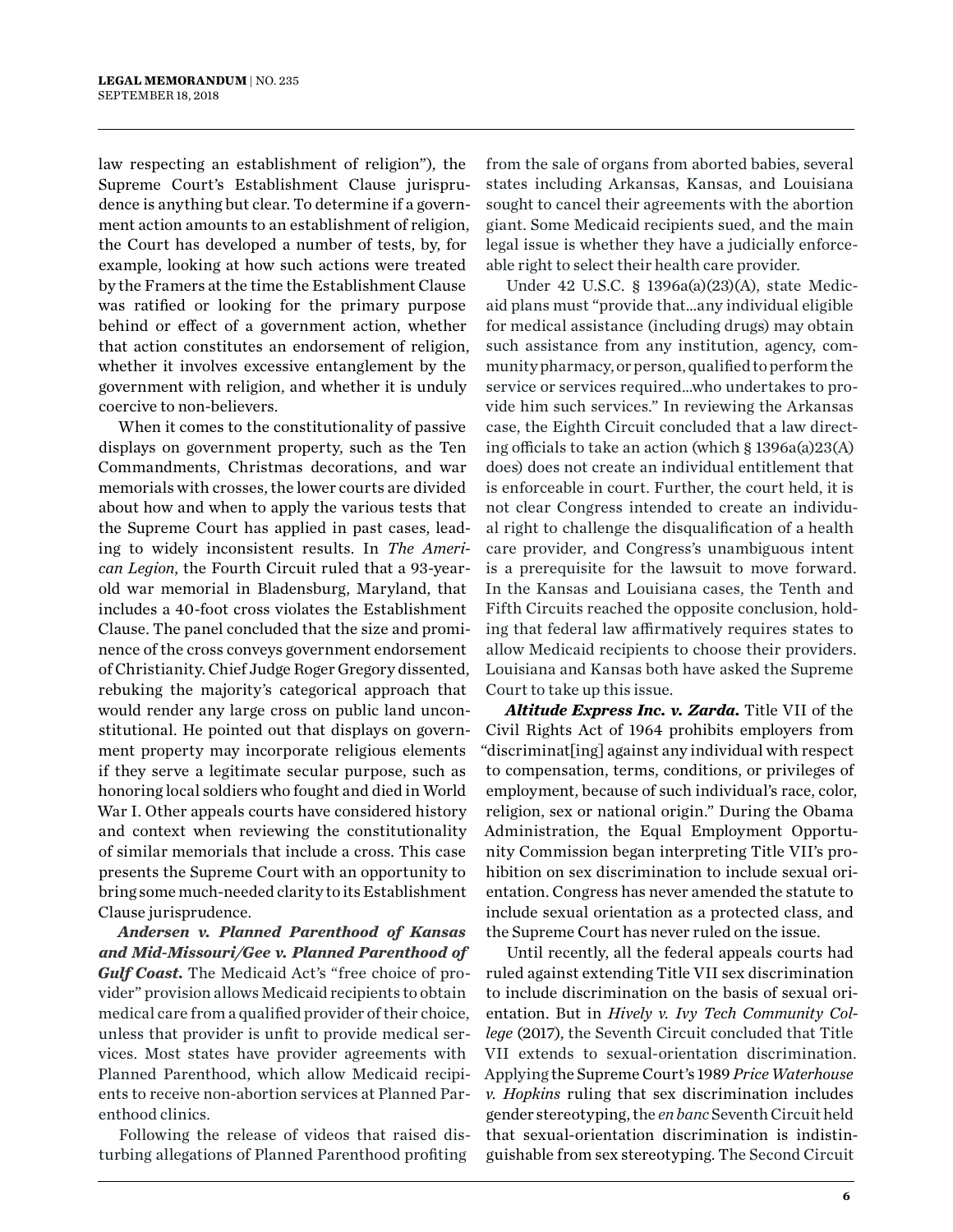law respecting an establishment of religion"), the Supreme Court's Establishment Clause jurisprudence is anything but clear. To determine if a government action amounts to an establishment of religion, the Court has developed a number of tests, by, for example, looking at how such actions were treated by the Framers at the time the Establishment Clause was ratified or looking for the primary purpose behind or effect of a government action, whether that action constitutes an endorsement of religion, whether it involves excessive entanglement by the government with religion, and whether it is unduly coercive to non-believers.

When it comes to the constitutionality of passive displays on government property, such as the Ten Commandments, Christmas decorations, and war memorials with crosses, the lower courts are divided about how and when to apply the various tests that the Supreme Court has applied in past cases, leading to widely inconsistent results. In *The American Legion*, the Fourth Circuit ruled that a 93-year-old war memorial in Bladensburg, Maryland, that includes a 40-foot cross violates the Establishment Clause. The panel concluded that the size and prominence of the cross conveys government endorsement of Christianity. Chief Judge Roger Gregory dissented, rebuking the majority's categorical approach that would render any large cross on public land unconstitutional. He pointed out that displays on government property may incorporate religious elements if they serve a legitimate secular purpose, such as honoring local soldiers who fought and died in World War I. Other appeals courts have considered history and context when reviewing the constitutionality of similar memorials that include a cross. This case presents the Supreme Court with an opportunity to bring some much-needed clarity to its Establishment Clause jurisprudence.

***Andersen v. Planned Parenthood of Kansas and Mid-Missouri/Gee v. Planned Parenthood of Gulf Coast.*** The Medicaid Act's "free choice of provider" provision allows Medicaid recipients to obtain medical care from a qualified provider of their choice, unless that provider is unfit to provide medical services. Most states have provider agreements with Planned Parenthood, which allow Medicaid recipients to receive non-abortion services at Planned Parenthood clinics.

Following the release of videos that raised disturbing allegations of Planned Parenthood profiting from the sale of organs from aborted babies, several states including Arkansas, Kansas, and Louisiana sought to cancel their agreements with the abortion giant. Some Medicaid recipients sued, and the main legal issue is whether they have a judicially enforceable right to select their health care provider.

Under 42 U.S.C. § 1396a(a)(23)(A), state Medicaid plans must "provide that...any individual eligible for medical assistance (including drugs) may obtain such assistance from any institution, agency, community pharmacy, or person, qualified to perform the service or services required...who undertakes to provide him such services." In reviewing the Arkansas case, the Eighth Circuit concluded that a law directing officials to take an action (which § 1396a(a)23(A) does) does not create an individual entitlement that is enforceable in court. Further, the court held, it is not clear Congress intended to create an individual right to challenge the disqualification of a health care provider, and Congress's unambiguous intent is a prerequisite for the lawsuit to move forward. In the Kansas and Louisiana cases, the Tenth and Fifth Circuits reached the opposite conclusion, holding that federal law affirmatively requires states to allow Medicaid recipients to choose their providers. Louisiana and Kansas both have asked the Supreme Court to take up this issue.

***Altitude Express Inc. v. Zarda.*** Title VII of the Civil Rights Act of 1964 prohibits employers from "discriminat[ing] against any individual with respect to compensation, terms, conditions, or privileges of employment, because of such individual's race, color, religion, sex or national origin." During the Obama Administration, the Equal Employment Opportunity Commission began interpreting Title VII's prohibition on sex discrimination to include sexual orientation. Congress has never amended the statute to include sexual orientation as a protected class, and the Supreme Court has never ruled on the issue.

Until recently, all the federal appeals courts had ruled against extending Title VII sex discrimination to include discrimination on the basis of sexual orientation. But in *Hively v. Ivy Tech Community College* (2017), the Seventh Circuit concluded that Title VII extends to sexual-orientation discrimination. Applying the Supreme Court's 1989 *Price Waterhouse v. Hopkins* ruling that sex discrimination includes gender stereotyping, the *en banc* Seventh Circuit held that sexual-orientation discrimination is indistinguishable from sex stereotyping. The Second Circuit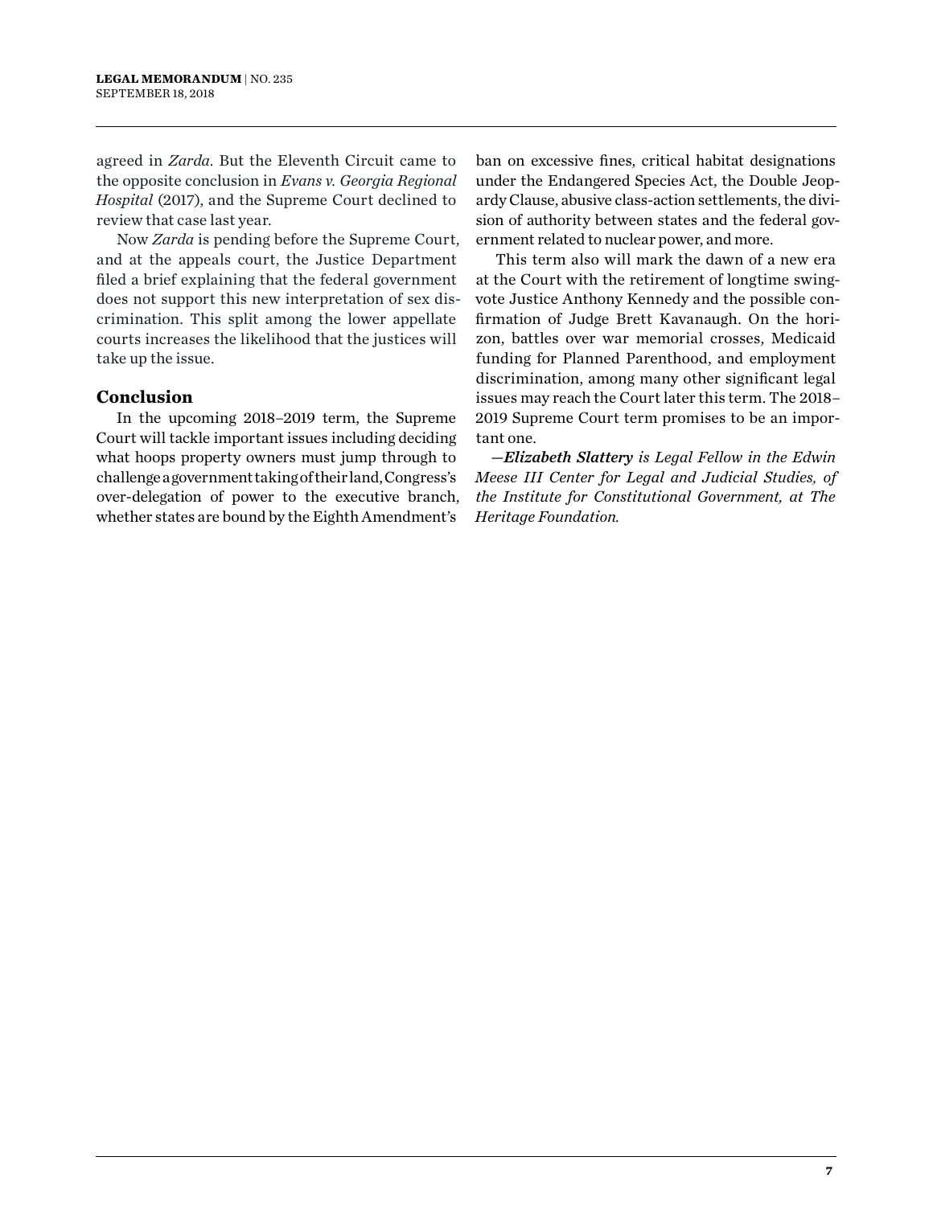agreed in *Zarda*. But the Eleventh Circuit came to the opposite conclusion in *Evans v. Georgia Regional Hospital* (2017), and the Supreme Court declined to review that case last year.

Now *Zarda* is pending before the Supreme Court, and at the appeals court, the Justice Department filed a brief explaining that the federal government does not support this new interpretation of sex discrimination. This split among the lower appellate courts increases the likelihood that the justices will take up the issue.

## Conclusion

In the upcoming 2018–2019 term, the Supreme Court will tackle important issues including deciding what hoops property owners must jump through to challenge a government taking of their land, Congress's over-delegation of power to the executive branch, whether states are bound by the Eighth Amendment's ban on excessive fines, critical habitat designations under the Endangered Species Act, the Double Jeopardy Clause, abusive class-action settlements, the division of authority between states and the federal government related to nuclear power, and more.

This term also will mark the dawn of a new era at the Court with the retirement of longtime swing-vote Justice Anthony Kennedy and the possible confirmation of Judge Brett Kavanaugh. On the horizon, battles over war memorial crosses, Medicaid funding for Planned Parenthood, and employment discrimination, among many other significant legal issues may reach the Court later this term. The 2018–2019 Supreme Court term promises to be an important one.

*—**Elizabeth Slattery** is Legal Fellow in the Edwin Meese III Center for Legal and Judicial Studies, of the Institute for Constitutional Government, at The Heritage Foundation.*